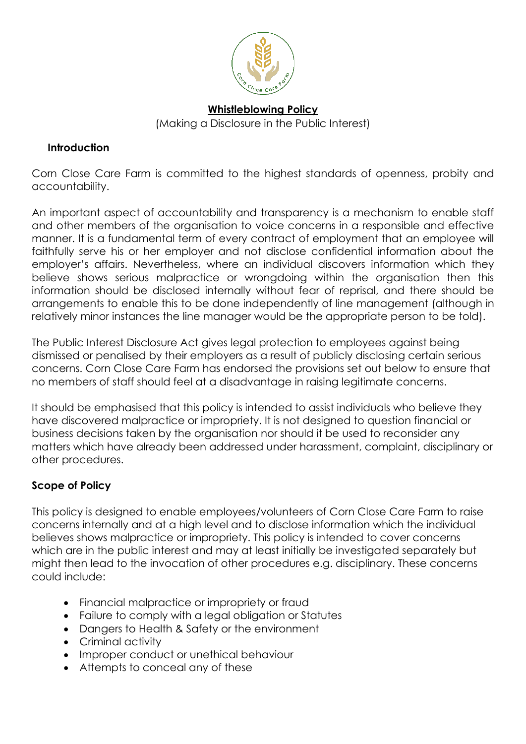# Whistleblowing Policy

(Making a Disclosure in the Public Interest)

## Introduction

Corn Close Care Farm is committed to the highest standards of openness, probity and accountability.

An important aspect of accountability and transparency is a mechanism to enable staff and other members of the organisation to voice concerns in a responsible and effective manner. It is a fundamental term of every contract of employment that an employee will faithfully serve his or her employer and not disclose confidential information about the employer's affairs. Nevertheless, where an individual discovers information which they believe shows serious malpractice or wrongdoing within the organisation then this information should be disclosed internally without fear of reprisal, and there should be arrangements to enable this to be done independently of line management (although in relatively minor instances the line manager would be the appropriate person to be told).

The Public Interest Disclosure Act gives legal protection to employees against being dismissed or penalised by their employers as a result of publicly disclosing certain serious concerns. Corn Close Care Farm has endorsed the provisions set out below to ensure that no members of staff should feel at a disadvantage in raising legitimate concerns.

It should be emphasised that this policy is intended to assist individuals who believe they have discovered malpractice or impropriety. It is not designed to question financial or business decisions taken by the organisation nor should it be used to reconsider any matters which have already been addressed under harassment, complaint, disciplinary or other procedures.

## Scope of Policy

This policy is designed to enable employees/volunteers of Corn Close Care Farm to raise concerns internally and at a high level and to disclose information which the individual believes shows malpractice or impropriety. This policy is intended to cover concerns which are in the public interest and may at least initially be investigated separately but might then lead to the invocation of other procedures e.g. disciplinary. These concerns could include:

- Financial malpractice or impropriety or fraud
- Failure to comply with a legal obligation or Statutes
- Dangers to Health & Safety or the environment
- Criminal activity
- Improper conduct or unethical behaviour
- Attempts to conceal any of these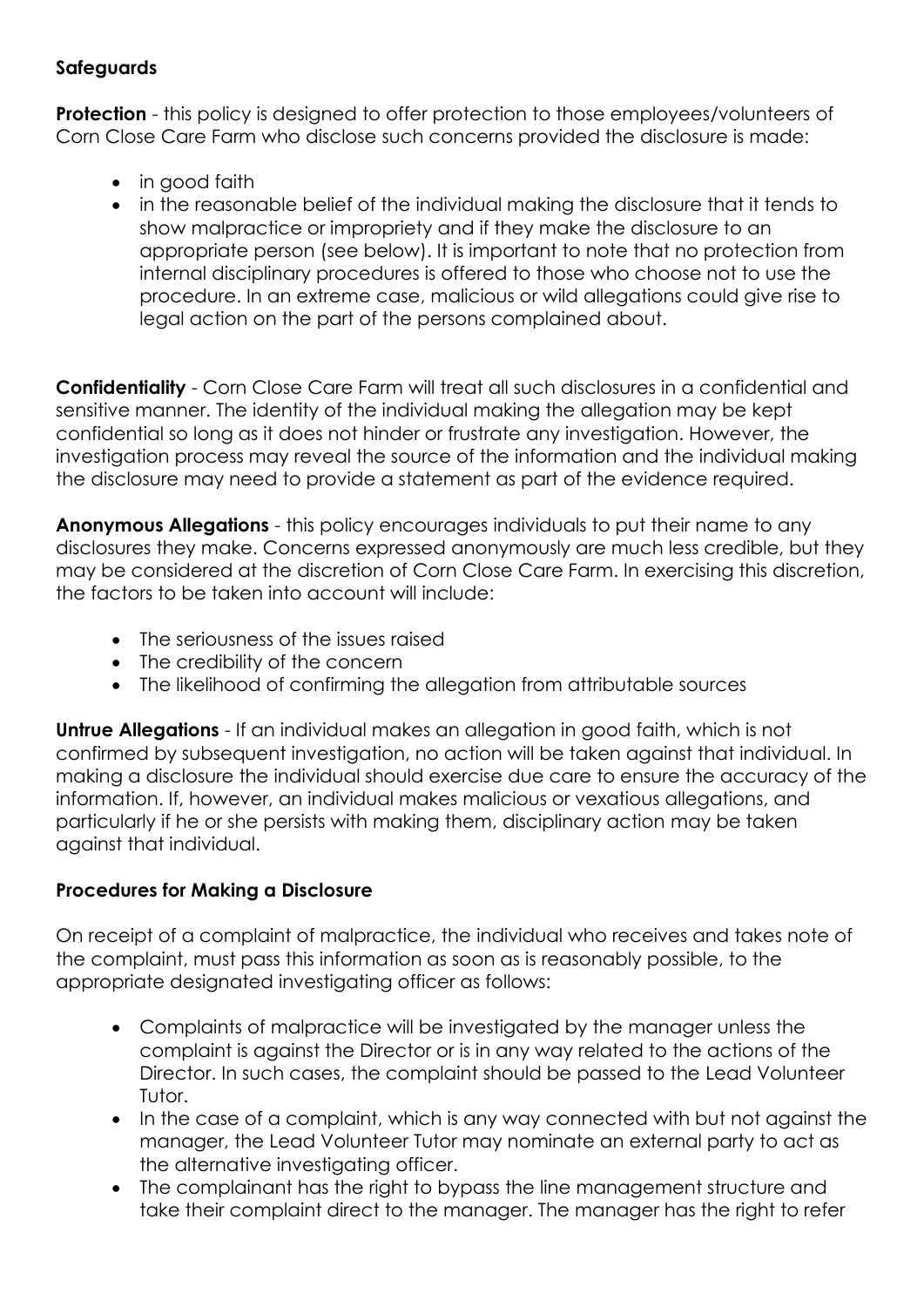## Safeguards

**Protection** - this policy is designed to offer protection to those employees/volunteers of Corn Close Care Farm who disclose such concerns provided the disclosure is made:

- in good faith
- in the reasonable belief of the individual making the disclosure that it tends to show malpractice or impropriety and if they make the disclosure to an appropriate person (see below). It is important to note that no protection from internal disciplinary procedures is offered to those who choose not to use the procedure. In an extreme case, malicious or wild allegations could give rise to legal action on the part of the persons complained about.

**Confidentiality** - Corn Close Care Farm will treat all such disclosures in a confidential and sensitive manner. The identity of the individual making the allegation may be kept confidential so long as it does not hinder or frustrate any investigation. However, the investigation process may reveal the source of the information and the individual making the disclosure may need to provide a statement as part of the evidence required.

**Anonymous Allegations** - this policy encourages individuals to put their name to any disclosures they make. Concerns expressed anonymously are much less credible, but they may be considered at the discretion of Corn Close Care Farm. In exercising this discretion, the factors to be taken into account will include:

- The seriousness of the issues raised
- The credibility of the concern
- The likelihood of confirming the allegation from attributable sources

**Untrue Allegations** - If an individual makes an allegation in good faith, which is not confirmed by subsequent investigation, no action will be taken against that individual. In making a disclosure the individual should exercise due care to ensure the accuracy of the information. If, however, an individual makes malicious or vexatious allegations, and particularly if he or she persists with making them, disciplinary action may be taken against that individual.

## Procedures for Making a Disclosure

On receipt of a complaint of malpractice, the individual who receives and takes note of the complaint, must pass this information as soon as is reasonably possible, to the appropriate designated investigating officer as follows:

- Complaints of malpractice will be investigated by the manager unless the complaint is against the Director or is in any way related to the actions of the Director. In such cases, the complaint should be passed to the Lead Volunteer Tutor.
- In the case of a complaint, which is any way connected with but not against the manager, the Lead Volunteer Tutor may nominate an external party to act as the alternative investigating officer.
- The complainant has the right to bypass the line management structure and take their complaint direct to the manager. The manager has the right to refer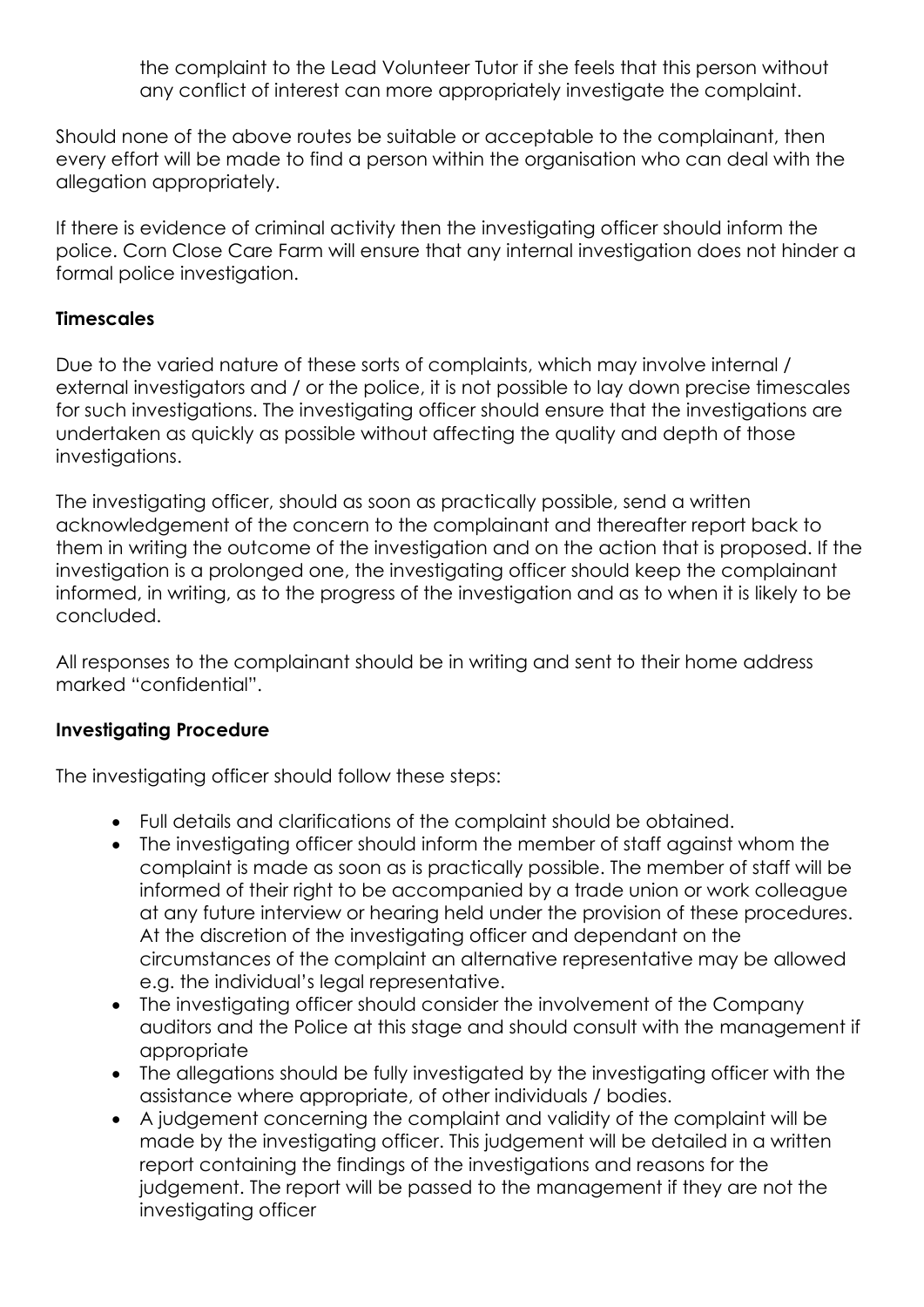the complaint to the Lead Volunteer Tutor if she feels that this person without any conflict of interest can more appropriately investigate the complaint.

Should none of the above routes be suitable or acceptable to the complainant, then every effort will be made to find a person within the organisation who can deal with the allegation appropriately.

If there is evidence of criminal activity then the investigating officer should inform the police. Corn Close Care Farm will ensure that any internal investigation does not hinder a formal police investigation.

**Timescales**

Due to the varied nature of these sorts of complaints, which may involve internal / external investigators and / or the police, it is not possible to lay down precise timescales for such investigations. The investigating officer should ensure that the investigations are undertaken as quickly as possible without affecting the quality and depth of those investigations.

The investigating officer, should as soon as practically possible, send a written acknowledgement of the concern to the complainant and thereafter report back to them in writing the outcome of the investigation and on the action that is proposed. If the investigation is a prolonged one, the investigating officer should keep the complainant informed, in writing, as to the progress of the investigation and as to when it is likely to be concluded.

All responses to the complainant should be in writing and sent to their home address marked "confidential".

**Investigating Procedure**

The investigating officer should follow these steps:

- Full details and clarifications of the complaint should be obtained.
- The investigating officer should inform the member of staff against whom the complaint is made as soon as is practically possible. The member of staff will be informed of their right to be accompanied by a trade union or work colleague at any future interview or hearing held under the provision of these procedures. At the discretion of the investigating officer and dependant on the circumstances of the complaint an alternative representative may be allowed e.g. the individual's legal representative.
- The investigating officer should consider the involvement of the Company auditors and the Police at this stage and should consult with the management if appropriate
- The allegations should be fully investigated by the investigating officer with the assistance where appropriate, of other individuals / bodies.
- A judgement concerning the complaint and validity of the complaint will be made by the investigating officer. This judgement will be detailed in a written report containing the findings of the investigations and reasons for the judgement. The report will be passed to the management if they are not the investigating officer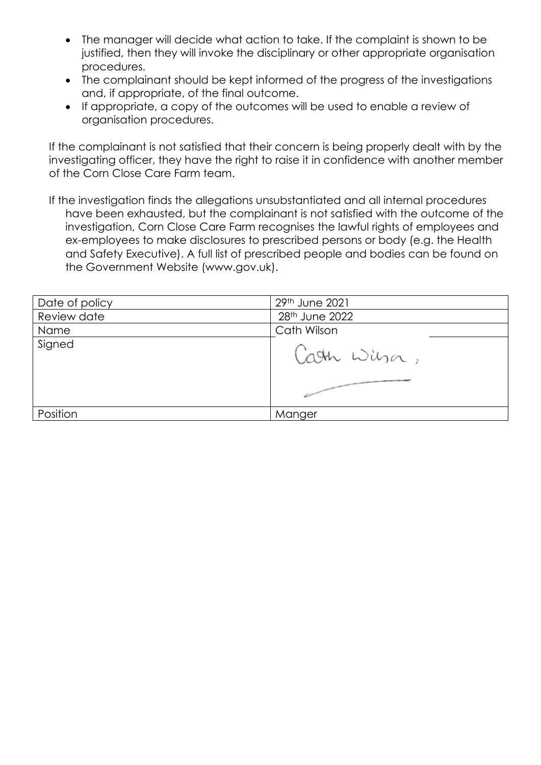- The manager will decide what action to take. If the complaint is shown to be justified, then they will invoke the disciplinary or other appropriate organisation procedures.
- The complainant should be kept informed of the progress of the investigations and, if appropriate, of the final outcome.
- If appropriate, a copy of the outcomes will be used to enable a review of organisation procedures.

If the complainant is not satisfied that their concern is being properly dealt with by the investigating officer, they have the right to raise it in confidence with another member of the Corn Close Care Farm team.

If the investigation finds the allegations unsubstantiated and all internal procedures have been exhausted, but the complainant is not satisfied with the outcome of the investigation, Corn Close Care Farm recognises the lawful rights of employees and ex-employees to make disclosures to prescribed persons or body (e.g. the Health and Safety Executive). A full list of prescribed people and bodies can be found on the Government Website (www.gov.uk).

| | |
|---|---|
| Date of policy | 29th June 2021 |
| Review date | 28th June 2022 |
| Name | Cath Wilson |
| Signed | Cath Wilson, |
| Position | Manger |